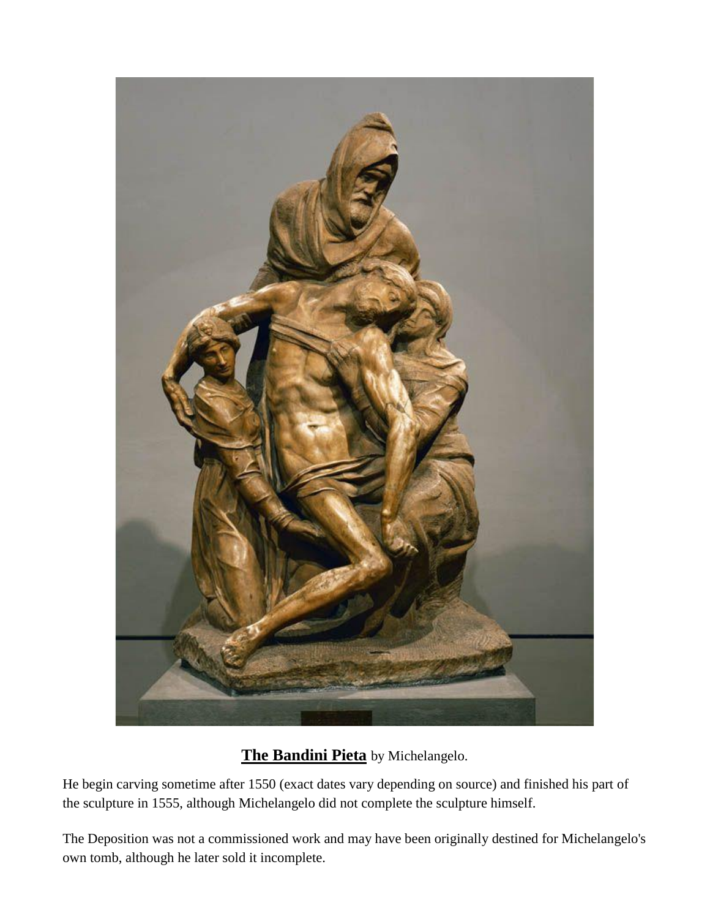**The Bandini Pieta** by Michelangelo.

He begin carving sometime after 1550 (exact dates vary depending on source) and finished his part of the sculpture in 1555, although Michelangelo did not complete the sculpture himself.

The Deposition was not a commissioned work and may have been originally destined for Michelangelo's own tomb, although he later sold it incomplete.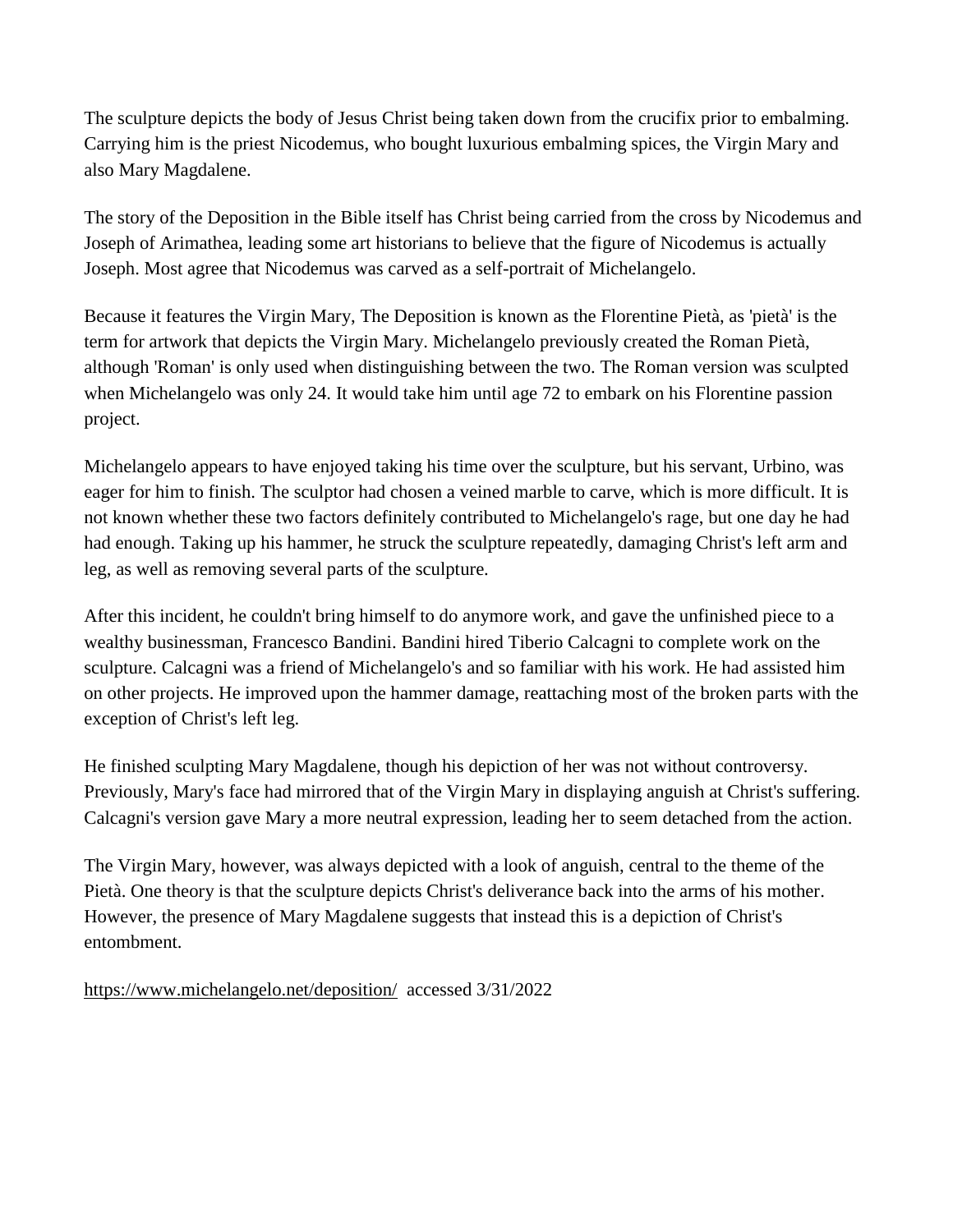The sculpture depicts the body of Jesus Christ being taken down from the crucifix prior to embalming. Carrying him is the priest Nicodemus, who bought luxurious embalming spices, the Virgin Mary and also Mary Magdalene.

The story of the Deposition in the Bible itself has Christ being carried from the cross by Nicodemus and Joseph of Arimathea, leading some art historians to believe that the figure of Nicodemus is actually Joseph. Most agree that Nicodemus was carved as a self-portrait of Michelangelo.

Because it features the Virgin Mary, The Deposition is known as the Florentine Pietà, as 'pietà' is the term for artwork that depicts the Virgin Mary. Michelangelo previously created the Roman Pietà, although 'Roman' is only used when distinguishing between the two. The Roman version was sculpted when Michelangelo was only 24. It would take him until age 72 to embark on his Florentine passion project.

Michelangelo appears to have enjoyed taking his time over the sculpture, but his servant, Urbino, was eager for him to finish. The sculptor had chosen a veined marble to carve, which is more difficult. It is not known whether these two factors definitely contributed to Michelangelo's rage, but one day he had had enough. Taking up his hammer, he struck the sculpture repeatedly, damaging Christ's left arm and leg, as well as removing several parts of the sculpture.

After this incident, he couldn't bring himself to do anymore work, and gave the unfinished piece to a wealthy businessman, Francesco Bandini. Bandini hired Tiberio Calcagni to complete work on the sculpture. Calcagni was a friend of Michelangelo's and so familiar with his work. He had assisted him on other projects. He improved upon the hammer damage, reattaching most of the broken parts with the exception of Christ's left leg.

He finished sculpting Mary Magdalene, though his depiction of her was not without controversy. Previously, Mary's face had mirrored that of the Virgin Mary in displaying anguish at Christ's suffering. Calcagni's version gave Mary a more neutral expression, leading her to seem detached from the action.

The Virgin Mary, however, was always depicted with a look of anguish, central to the theme of the Pietà. One theory is that the sculpture depicts Christ's deliverance back into the arms of his mother. However, the presence of Mary Magdalene suggests that instead this is a depiction of Christ's entombment.

https://www.michelangelo.net/deposition/ accessed 3/31/2022